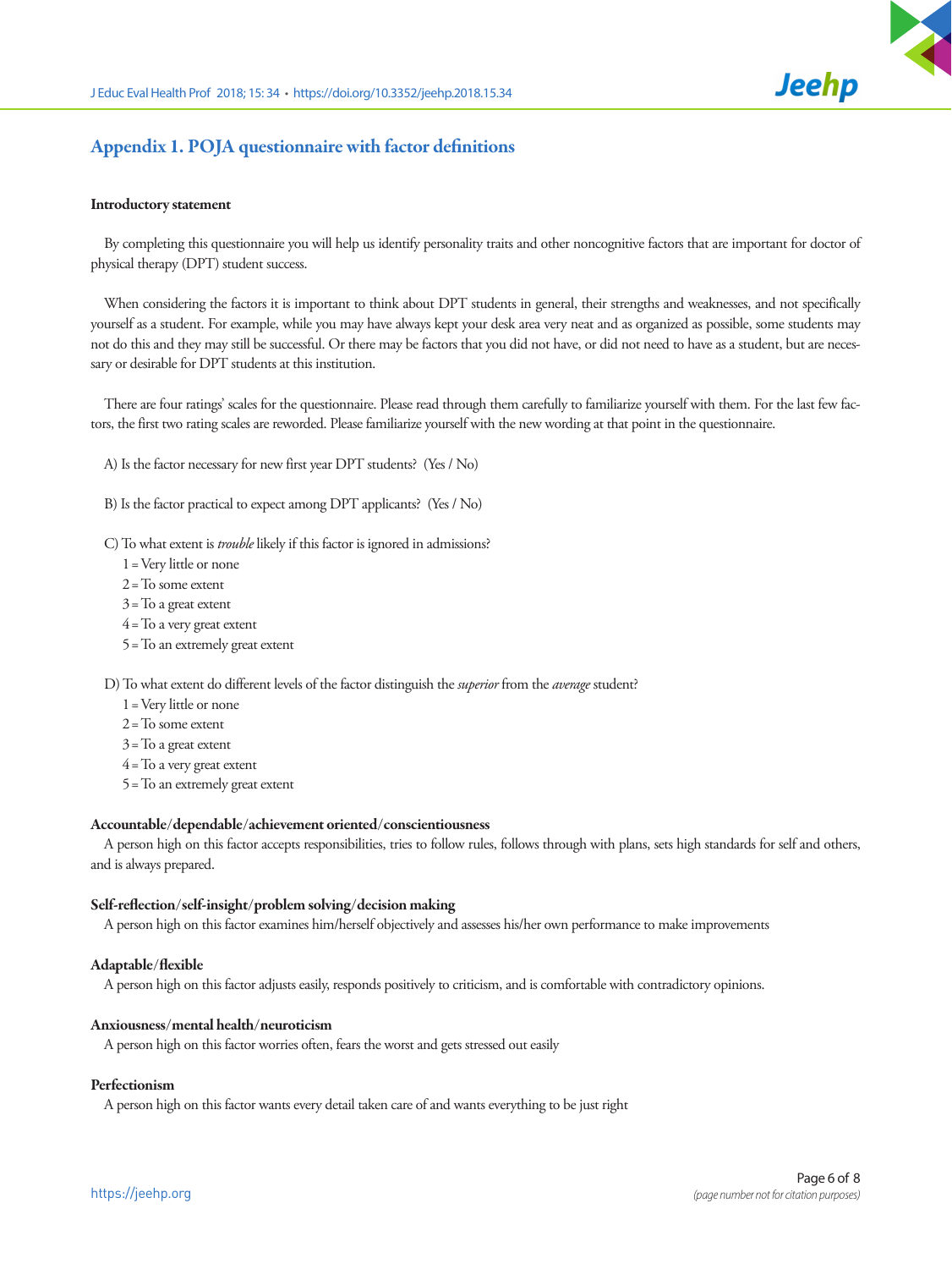## Appendix 1. POJA questionnaire with factor definitions

**Introductory statement**

By completing this questionnaire you will help us identify personality traits and other noncognitive factors that are important for doctor of physical therapy (DPT) student success.

When considering the factors it is important to think about DPT students in general, their strengths and weaknesses, and not specifically yourself as a student. For example, while you may have always kept your desk area very neat and as organized as possible, some students may not do this and they may still be successful. Or there may be factors that you did not have, or did not need to have as a student, but are necessary or desirable for DPT students at this institution.

There are four ratings' scales for the questionnaire. Please read through them carefully to familiarize yourself with them. For the last few factors, the first two rating scales are reworded. Please familiarize yourself with the new wording at that point in the questionnaire.

A) Is the factor necessary for new first year DPT students? (Yes / No)

B) Is the factor practical to expect among DPT applicants? (Yes / No)

C) To what extent is *trouble* likely if this factor is ignored in admissions?
- 1 = Very little or none
- 2 = To some extent
- 3 = To a great extent
- 4 = To a very great extent
- 5 = To an extremely great extent

D) To what extent do different levels of the factor distinguish the *superior* from the *average* student?
- 1 = Very little or none
- 2 = To some extent
- 3 = To a great extent
- 4 = To a very great extent
- 5 = To an extremely great extent

**Accountable/dependable/achievement oriented/conscientiousness**

A person high on this factor accepts responsibilities, tries to follow rules, follows through with plans, sets high standards for self and others, and is always prepared.

**Self-reflection/self-insight/problem solving/decision making**

A person high on this factor examines him/herself objectively and assesses his/her own performance to make improvements

**Adaptable/flexible**

A person high on this factor adjusts easily, responds positively to criticism, and is comfortable with contradictory opinions.

**Anxiousness/mental health/neuroticism**

A person high on this factor worries often, fears the worst and gets stressed out easily

**Perfectionism**

A person high on this factor wants every detail taken care of and wants everything to be just right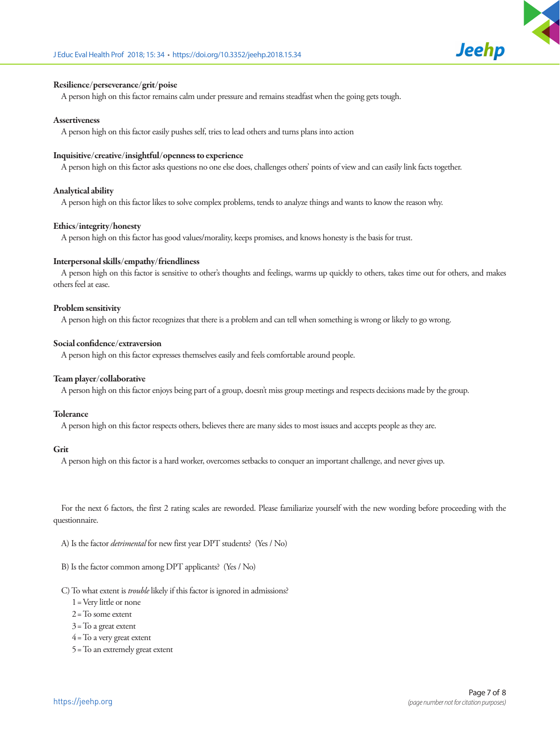**Resilience/perseverance/grit/poise**

A person high on this factor remains calm under pressure and remains steadfast when the going gets tough.

**Assertiveness**

A person high on this factor easily pushes self, tries to lead others and turns plans into action

**Inquisitive/creative/insightful/openness to experience**

A person high on this factor asks questions no one else does, challenges others' points of view and can easily link facts together.

**Analytical ability**

A person high on this factor likes to solve complex problems, tends to analyze things and wants to know the reason why.

**Ethics/integrity/honesty**

A person high on this factor has good values/morality, keeps promises, and knows honesty is the basis for trust.

**Interpersonal skills/empathy/friendliness**

A person high on this factor is sensitive to other's thoughts and feelings, warms up quickly to others, takes time out for others, and makes others feel at ease.

**Problem sensitivity**

A person high on this factor recognizes that there is a problem and can tell when something is wrong or likely to go wrong.

**Social confidence/extraversion**

A person high on this factor expresses themselves easily and feels comfortable around people.

**Team player/collaborative**

A person high on this factor enjoys being part of a group, doesn't miss group meetings and respects decisions made by the group.

**Tolerance**

A person high on this factor respects others, believes there are many sides to most issues and accepts people as they are.

**Grit**

A person high on this factor is a hard worker, overcomes setbacks to conquer an important challenge, and never gives up.

For the next 6 factors, the first 2 rating scales are reworded. Please familiarize yourself with the new wording before proceeding with the questionnaire.

A) Is the factor *detrimental* for new first year DPT students? (Yes / No)

B) Is the factor common among DPT applicants? (Yes / No)

C) To what extent is *trouble* likely if this factor is ignored in admissions?

1 = Very little or none
2 = To some extent
3 = To a great extent
4 = To a very great extent
5 = To an extremely great extent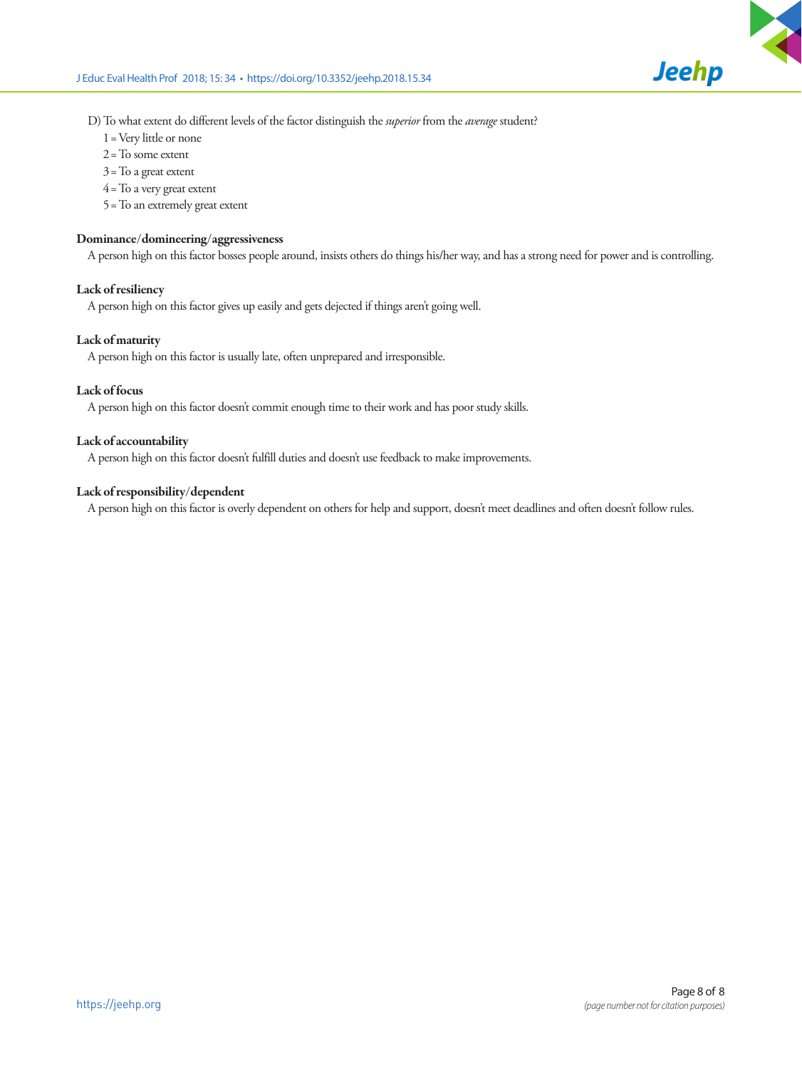D) To what extent do different levels of the factor distinguish the *superior* from the *average* student?

1 = Very little or none
2 = To some extent
3 = To a great extent
4 = To a very great extent
5 = To an extremely great extent

**Dominance/domineering/aggressiveness**

A person high on this factor bosses people around, insists others do things his/her way, and has a strong need for power and is controlling.

**Lack of resiliency**

A person high on this factor gives up easily and gets dejected if things aren't going well.

**Lack of maturity**

A person high on this factor is usually late, often unprepared and irresponsible.

**Lack of focus**

A person high on this factor doesn't commit enough time to their work and has poor study skills.

**Lack of accountability**

A person high on this factor doesn't fulfill duties and doesn't use feedback to make improvements.

**Lack of responsibility/dependent**

A person high on this factor is overly dependent on others for help and support, doesn't meet deadlines and often doesn't follow rules.